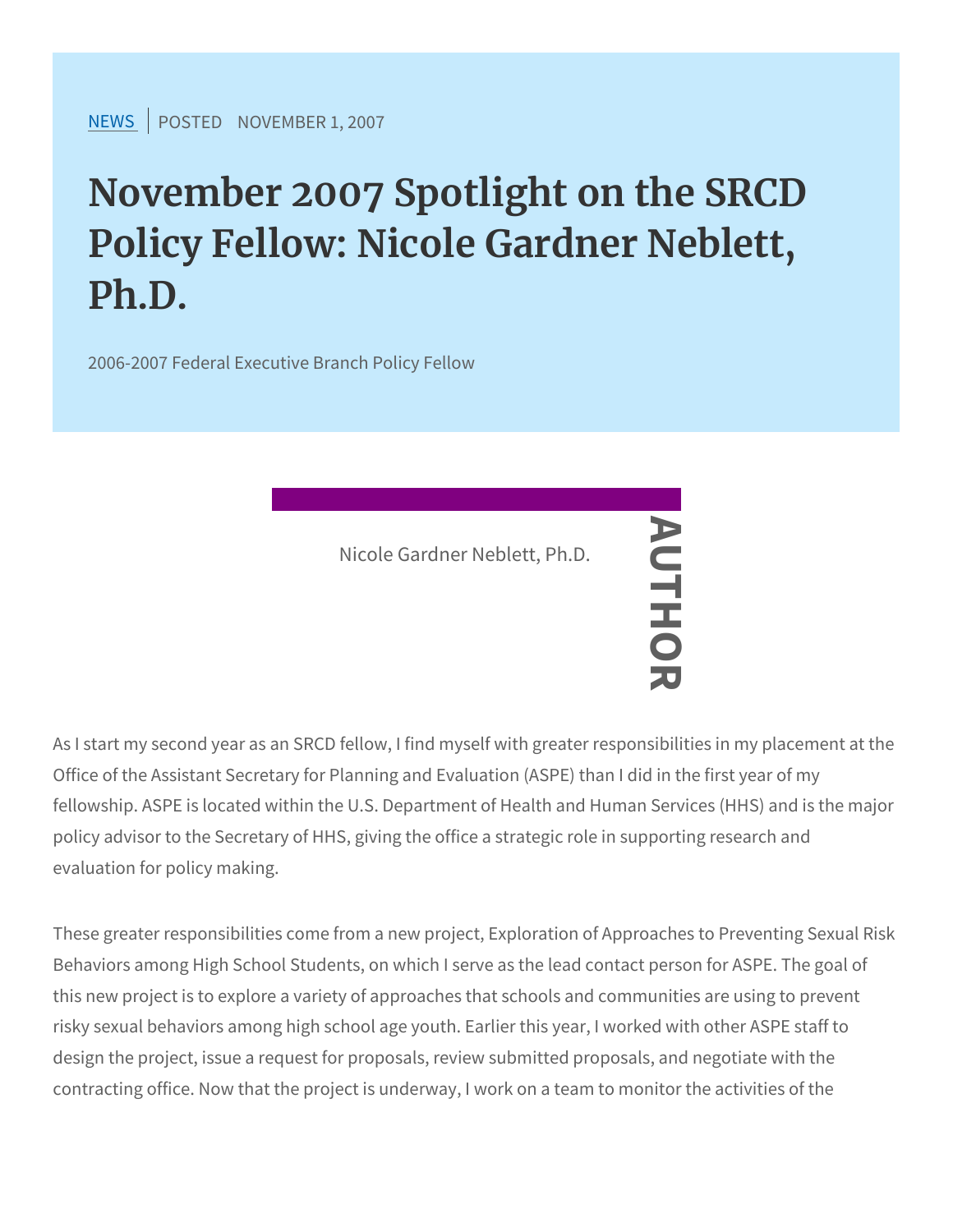NEWS | POSTED NOVEMBER 1, 2007

# November 2007 Spotlight on the SRCD Policy Fellow: Nicole Gardner Neblett, Ph.D.

2006-2007 Federal Executive Branch Policy Fellow

AUTHOR

Nicole Gardner Neblett, Ph.D.

As I start my second year as an SRCD fellow, I find myself with greater responsibilities in my placement at the Office of the Assistant Secretary for Planning and Evaluation (ASPE) than I did in the first year of my fellowship. ASPE is located within the U.S. Department of Health and Human Services (HHS) and is the major policy advisor to the Secretary of HHS, giving the office a strategic role in supporting research and evaluation for policy making.

These greater responsibilities come from a new project, Exploration of Approaches to Preventing Sexual Risk Behaviors among High School Students, on which I serve as the lead contact person for ASPE. The goal of this new project is to explore a variety of approaches that schools and communities are using to prevent risky sexual behaviors among high school age youth. Earlier this year, I worked with other ASPE staff to design the project, issue a request for proposals, review submitted proposals, and negotiate with the contracting office. Now that the project is underway, I work on a team to monitor the activities of the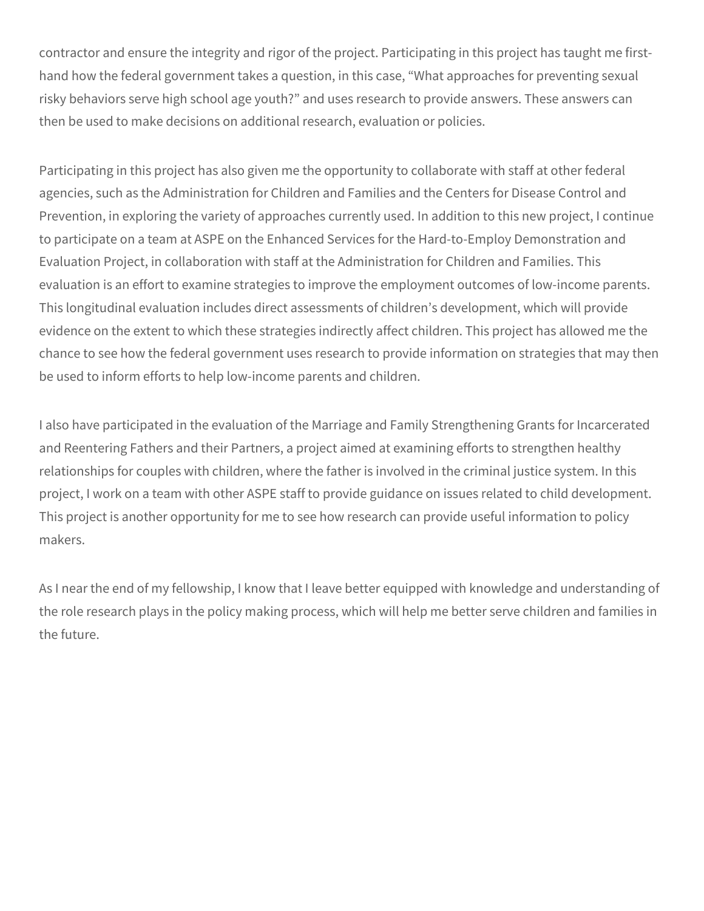contractor and ensure the integrity and rigor of the project. Participating in this project has taught me first-hand how the federal government takes a question, in this case, “What approaches for preventing sexual risky behaviors serve high school age youth?” and uses research to provide answers. These answers can then be used to make decisions on additional research, evaluation or policies.

Participating in this project has also given me the opportunity to collaborate with staff at other federal agencies, such as the Administration for Children and Families and the Centers for Disease Control and Prevention, in exploring the variety of approaches currently used. In addition to this new project, I continue to participate on a team at ASPE on the Enhanced Services for the Hard-to-Employ Demonstration and Evaluation Project, in collaboration with staff at the Administration for Children and Families. This evaluation is an effort to examine strategies to improve the employment outcomes of low-income parents. This longitudinal evaluation includes direct assessments of children’s development, which will provide evidence on the extent to which these strategies indirectly affect children. This project has allowed me the chance to see how the federal government uses research to provide information on strategies that may then be used to inform efforts to help low-income parents and children.

I also have participated in the evaluation of the Marriage and Family Strengthening Grants for Incarcerated and Reentering Fathers and their Partners, a project aimed at examining efforts to strengthen healthy relationships for couples with children, where the father is involved in the criminal justice system. In this project, I work on a team with other ASPE staff to provide guidance on issues related to child development. This project is another opportunity for me to see how research can provide useful information to policy makers.

As I near the end of my fellowship, I know that I leave better equipped with knowledge and understanding of the role research plays in the policy making process, which will help me better serve children and families in the future.